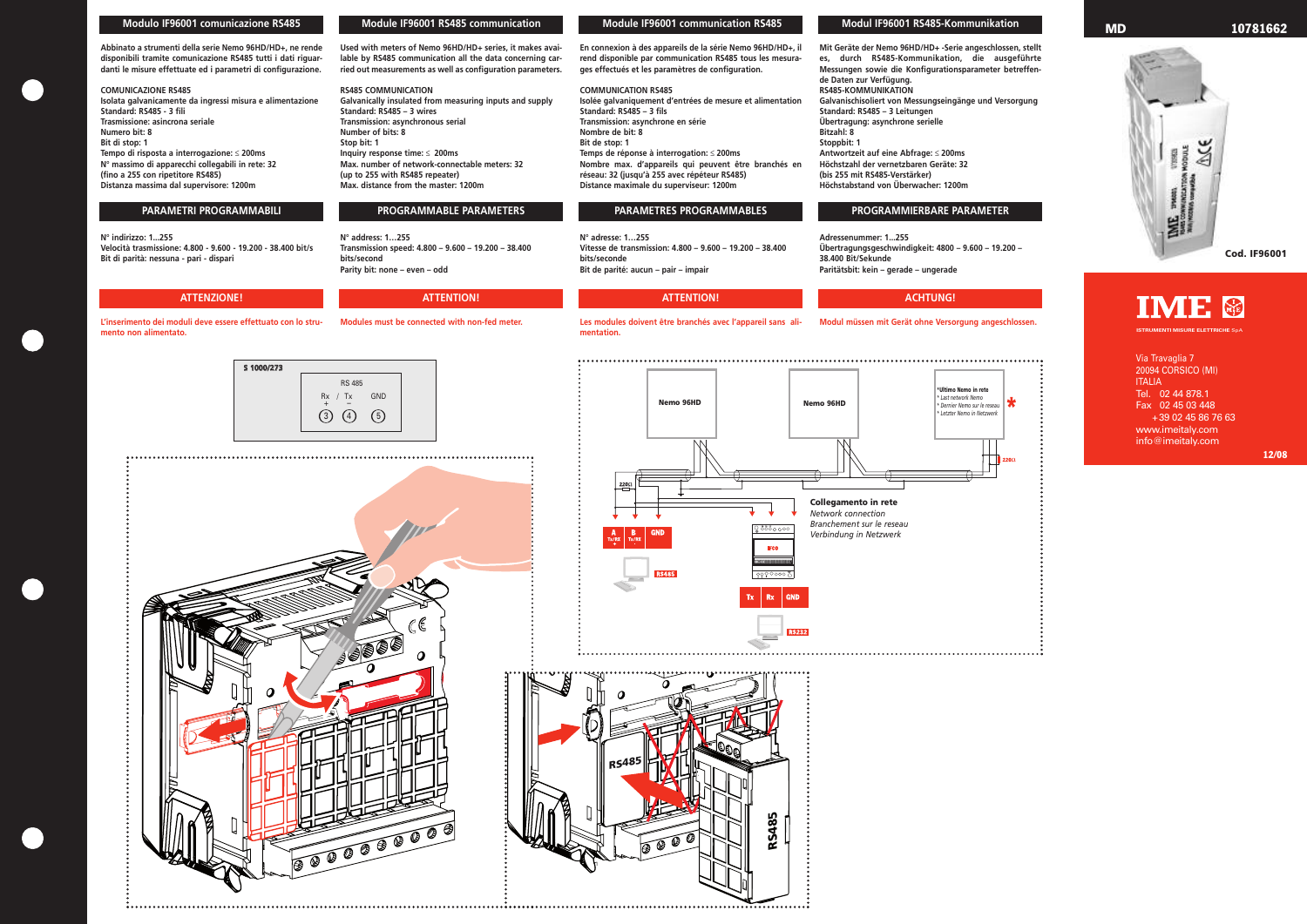## Modulo IF96001 comunicazione RS485

**Abbinato a strumenti della serie Nemo 96HD/HD+, ne rende disponibili tramite comunicazione RS485 tutti i dati riguardanti le misure effettuate ed i parametri di configurazione.**

**COMUNICAZIONE RS485**
**Isolata galvanicamente da ingressi misura e alimentazione**
**Standard: RS485 - 3 fili**
**Trasmissione: asincrona seriale**
**Numero bit: 8**
**Bit di stop: 1**
**Tempo di risposta a interrogazione: ≤ 200ms**
**N° massimo di apparecchi collegabili in rete: 32**
**(fino a 255 con ripetitore RS485)**
**Distanza massima dal supervisore: 1200m**

### PARAMETRI PROGRAMMABILI

**N° indirizzo: 1...255**
**Velocità trasmissione: 4.800 - 9.600 - 19.200 - 38.400 bit/s**
**Bit di parità: nessuna - pari - dispari**

### ATTENZIONE!

**L'inserimento dei moduli deve essere effettuato con lo strumento non alimentato.**

## Module IF96001 RS485 communication

**Used with meters of Nemo 96HD/HD+ series, it makes available by RS485 communication all the data concerning carried out measurements as well as configuration parameters.**

**RS485 COMMUNICATION**
**Galvanically insulated from measuring inputs and supply**
**Standard: RS485 – 3 wires**
**Transmission: asynchronous serial**
**Number of bits: 8**
**Stop bit: 1**
**Inquiry response time: ≤ 200ms**
**Max. number of network-connectable meters: 32**
**(up to 255 with RS485 repeater)**
**Max. distance from the master: 1200m**

### PROGRAMMABLE PARAMETERS

**N° address: 1...255**
**Transmission speed: 4.800 – 9.600 – 19.200 – 38.400 bits/second**
**Parity bit: none – even – odd**

### ATTENTION!

**Modules must be connected with non-fed meter.**

## Module IF96001 communication RS485

**En connexion à des appareils de la série Nemo 96HD/HD+, il rend disponible par communication RS485 tous les mesurages effectués et les paramètres de configuration.**

**COMMUNICATION RS485**
**Isolée galvaniquement d'entrées de mesure et alimentation**
**Standard: RS485 – 3 fils**
**Transmission: asynchrone en série**
**Nombre de bits: 8**
**Bit de stop: 1**
**Temps de réponse à interrogation: ≤ 200ms**
**Nombre max. d'appareils qui peuvent être branchés en réseau: 32 (jusqu'à 255 avec répéteur RS485)**
**Distance maximale du superviseur: 1200m**

### PARAMETRES PROGRAMMABLES

**N° adresse: 1...255**
**Vitesse de transmission: 4.800 – 9.600 – 19.200 – 38.400 bits/seconde**
**Bit de parité: aucun – pair – impair**

### ATTENTION!

**Les modules doivent être branchés avec l'appareil sans alimentation.**

## Modul IF96001 RS485-Kommunikation

**Mit Geräte der Nemo 96HD/HD+ -Serie angeschlossen, stellt es, durch RS485-Kommunikation, die ausgeführte Messungen sowie die Konfigurationsparameter betreffende Daten zur Verfügung.**

**RS485-KOMMUNIKATION**
**Galvanischisoliert von Messungseingänge und Versorgung**
**Standard: RS485 – 3 Leitungen**
**Übertragung: asynchrone serielle**
**Bitzahl: 8**
**Stoppbit: 1**
**Antwortzeit auf eine Abfrage: ≤ 200ms**
**Höchstzahl der vernetzbaren Geräte: 32**
**(bis 255 mit RS485-Verstärker)**
**Höchstabstand von Überwacher: 1200m**

### PROGRAMMIERBARE PARAMETER

**Adressennummer: 1...255**
**Übertragungsgeschwindigkeit: 4800 – 9.600 – 19.200 – 38.400 Bit/Sekunde**
**Paritätsbit: kein – gerade – ungerade**

### ACHTUNG!

**Modul müssen mit Gerät ohne Versorgung angeschlossen.**

---

S 1000/273

RS 485
Rx + / Tx − GND
3 4 5

---

Nemo 96HD — Nemo 96HD — *Ultimo Nemo in rete / * Last network Nemo / * Dernier Nemo sur le reseau / * Letzter Nemo in Netzwerk

220Ω — A Tx/RX + — B Tx/RX − — GND — RS485 — Tx — Rx — GND — RS232

**Collegamento in rete**
*Network connection*
*Branchement sur le reseau*
*Verbindung in Netzwerk*

---

**MD** **10781662**

**Cod. IF96001**

**IME**
ISTRUMENTI MISURE ELETTRICHE SpA

Via Travaglia 7
20094 CORSICO (MI)
ITALIA
Tel. 02 44 878.1
Fax 02 45 03 448
+39 02 45 86 76 63
www.imeitaly.com
info@imeitaly.com

12/08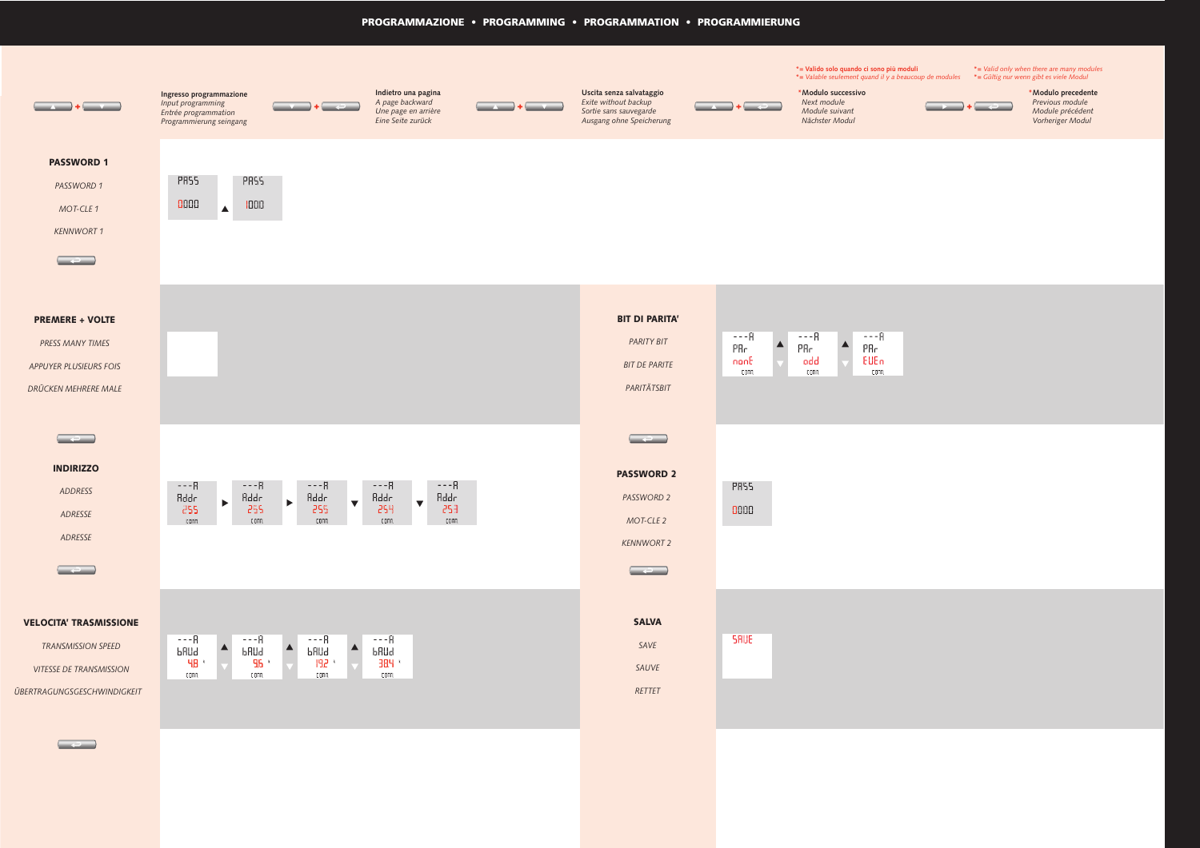# PROGRAMMAZIONE • PROGRAMMING • PROGRAMMATION • PROGRAMMIERUNG

*= Valido solo quando ci sono più moduli
*= Valable seulement quand il y a beaucoup de modules
*= Valid only when there are many modules
*= Gültig nur wenn gibt es viele Modul

**Ingresso programmazione**
*Input programming*
*Entrée programmation*
*Programmierung seingang*

**Indietro una pagina**
*A page backward*
*Une page en arrière*
*Eine Seite zurück*

**Uscita senza salvataggio**
*Exite without backup*
*Sortie sans sauvegarde*
*Ausgang ohne Speicherung*

***Modulo successivo**
*Next module*
*Module suivant*
*Nächster Modul*

***Modulo precedente**
*Previous module*
*Module précédent*
*Vorheriger Modul*

## PASSWORD 1

*PASSWORD 1*
*MOT-CLE 1*
*KENNWORT 1*

PASS 0000 ▲ PASS 1000

## PREMERE + VOLTE

*PRESS MANY TIMES*
*APPUYER PLUSIEURS FOIS*
*DRÜCKEN MEHRERE MALE*

## INDIRIZZO

*ADDRESS*
*ADRESSE*
*ADRESSE*

Addr 255 ► Addr 255 ► Addr 255 ▼ Addr 254 ▼ Addr 253

## VELOCITA' TRASMISSIONE

*TRANSMISSION SPEED*
*VITESSE DE TRANSMISSION*
*ÜBERTRAGUNGSGESCHWINDIGKEIT*

bAUd 48 ▲▼ bAUd 96 ▲▼ bAUd 192 ▲▼ bAUd 384

## BIT DI PARITA'

*PARITY BIT*
*BIT DE PARITE*
*PARITÄTSBIT*

PAr nonE ▲▼ PAr odd ▲▼ PAr EUEn

## PASSWORD 2

*PASSWORD 2*
*MOT-CLE 2*
*KENNWORT 2*

PASS 0000

## SALVA

*SAVE*
*SAUVE*
*RETTET*

SAUE